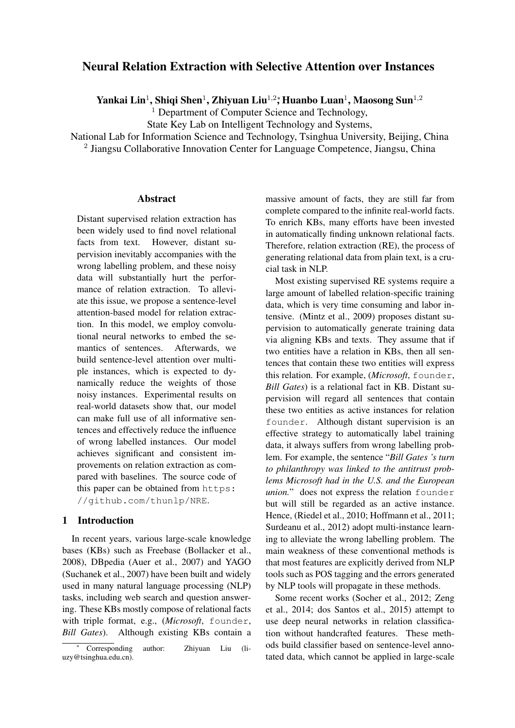# Neural Relation Extraction with Selective Attention over Instances

**Yankai Lin**[1], **Shiqi Shen**[1], **Zhiyuan Liu**[1,2]*, **Huanbo Luan**[1], **Maosong Sun**[1,2]

[1] Department of Computer Science and Technology,
State Key Lab on Intelligent Technology and Systems,
National Lab for Information Science and Technology, Tsinghua University, Beijing, China
[2] Jiangsu Collaborative Innovation Center for Language Competence, Jiangsu, China

## Abstract

Distant supervised relation extraction has been widely used to find novel relational facts from text. However, distant supervision inevitably accompanies with the wrong labelling problem, and these noisy data will substantially hurt the performance of relation extraction. To alleviate this issue, we propose a sentence-level attention-based model for relation extraction. In this model, we employ convolutional neural networks to embed the semantics of sentences. Afterwards, we build sentence-level attention over multiple instances, which is expected to dynamically reduce the weights of those noisy instances. Experimental results on real-world datasets show that, our model can make full use of all informative sentences and effectively reduce the influence of wrong labelled instances. Our model achieves significant and consistent improvements on relation extraction as compared with baselines. The source code of this paper can be obtained from `https://github.com/thunlp/NRE`.

## 1 Introduction

In recent years, various large-scale knowledge bases (KBs) such as Freebase (Bollacker et al., 2008), DBpedia (Auer et al., 2007) and YAGO (Suchanek et al., 2007) have been built and widely used in many natural language processing (NLP) tasks, including web search and question answering. These KBs mostly compose of relational facts with triple format, e.g., (*Microsoft*, `founder`, *Bill Gates*). Although existing KBs contain a massive amount of facts, they are still far from complete compared to the infinite real-world facts. To enrich KBs, many efforts have been invested in automatically finding unknown relational facts. Therefore, relation extraction (RE), the process of generating relational data from plain text, is a crucial task in NLP.

Most existing supervised RE systems require a large amount of labelled relation-specific training data, which is very time consuming and labor intensive. (Mintz et al., 2009) proposes distant supervision to automatically generate training data via aligning KBs and texts. They assume that if two entities have a relation in KBs, then all sentences that contain these two entities will express this relation. For example, (*Microsoft*, `founder`, *Bill Gates*) is a relational fact in KB. Distant supervision will regard all sentences that contain these two entities as active instances for relation `founder`. Although distant supervision is an effective strategy to automatically label training data, it always suffers from wrong labelling problem. For example, the sentence "*Bill Gates 's turn to philanthropy was linked to the antitrust problems Microsoft had in the U.S. and the European union.*" does not express the relation `founder` but will still be regarded as an active instance. Hence, (Riedel et al., 2010; Hoffmann et al., 2011; Surdeanu et al., 2012) adopt multi-instance learning to alleviate the wrong labelling problem. The main weakness of these conventional methods is that most features are explicitly derived from NLP tools such as POS tagging and the errors generated by NLP tools will propagate in these methods.

Some recent works (Socher et al., 2012; Zeng et al., 2014; dos Santos et al., 2015) attempt to use deep neural networks in relation classification without handcrafted features. These methods build classifier based on sentence-level annotated data, which cannot be applied in large-scale

* Corresponding author: Zhiyuan Liu (liuzy@tsinghua.edu.cn).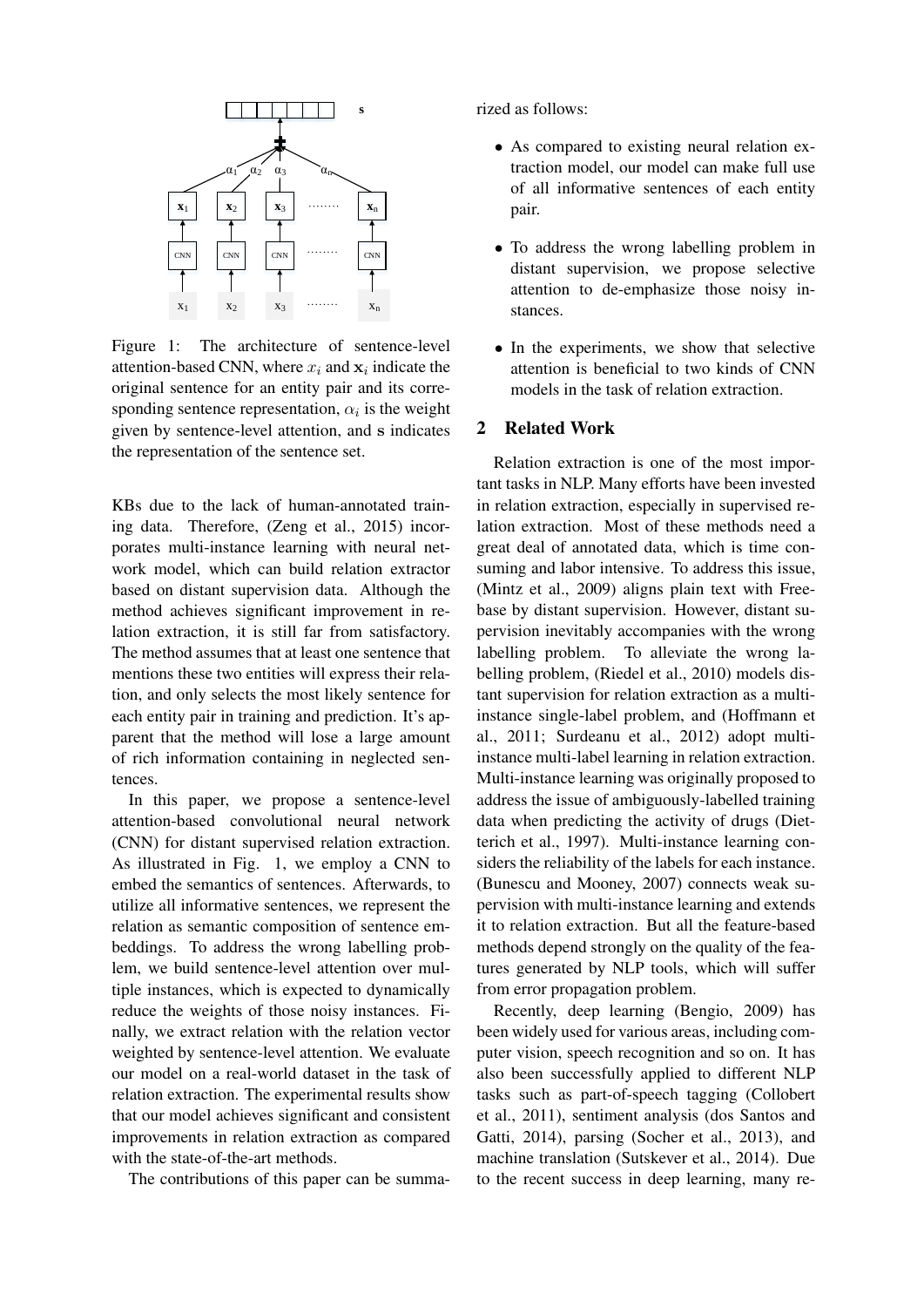Figure 1: The architecture of sentence-level attention-based CNN, where $x_i$ and $\mathbf{x}_i$ indicate the original sentence for an entity pair and its corresponding sentence representation, $\alpha_i$ is the weight given by sentence-level attention, and $\mathbf{s}$ indicates the representation of the sentence set.

KBs due to the lack of human-annotated training data. Therefore, (Zeng et al., 2015) incorporates multi-instance learning with neural network model, which can build relation extractor based on distant supervision data. Although the method achieves significant improvement in relation extraction, it is still far from satisfactory. The method assumes that at least one sentence that mentions these two entities will express their relation, and only selects the most likely sentence for each entity pair in training and prediction. It's apparent that the method will lose a large amount of rich information containing in neglected sentences.

In this paper, we propose a sentence-level attention-based convolutional neural network (CNN) for distant supervised relation extraction. As illustrated in Fig. 1, we employ a CNN to embed the semantics of sentences. Afterwards, to utilize all informative sentences, we represent the relation as semantic composition of sentence embeddings. To address the wrong labelling problem, we build sentence-level attention over multiple instances, which is expected to dynamically reduce the weights of those noisy instances. Finally, we extract relation with the relation vector weighted by sentence-level attention. We evaluate our model on a real-world dataset in the task of relation extraction. The experimental results show that our model achieves significant and consistent improvements in relation extraction as compared with the state-of-the-art methods.

The contributions of this paper can be summarized as follows:

- As compared to existing neural relation extraction model, our model can make full use of all informative sentences of each entity pair.
- To address the wrong labelling problem in distant supervision, we propose selective attention to de-emphasize those noisy instances.
- In the experiments, we show that selective attention is beneficial to two kinds of CNN models in the task of relation extraction.

## 2 Related Work

Relation extraction is one of the most important tasks in NLP. Many efforts have been invested in relation extraction, especially in supervised relation extraction. Most of these methods need a great deal of annotated data, which is time consuming and labor intensive. To address this issue, (Mintz et al., 2009) aligns plain text with Freebase by distant supervision. However, distant supervision inevitably accompanies with the wrong labelling problem. To alleviate the wrong labelling problem, (Riedel et al., 2010) models distant supervision for relation extraction as a multi-instance single-label problem, and (Hoffmann et al., 2011; Surdeanu et al., 2012) adopt multi-instance multi-label learning in relation extraction. Multi-instance learning was originally proposed to address the issue of ambiguously-labelled training data when predicting the activity of drugs (Dietterich et al., 1997). Multi-instance learning considers the reliability of the labels for each instance. (Bunescu and Mooney, 2007) connects weak supervision with multi-instance learning and extends it to relation extraction. But all the feature-based methods depend strongly on the quality of the features generated by NLP tools, which will suffer from error propagation problem.

Recently, deep learning (Bengio, 2009) has been widely used for various areas, including computer vision, speech recognition and so on. It has also been successfully applied to different NLP tasks such as part-of-speech tagging (Collobert et al., 2011), sentiment analysis (dos Santos and Gatti, 2014), parsing (Socher et al., 2013), and machine translation (Sutskever et al., 2014). Due to the recent success in deep learning, many re-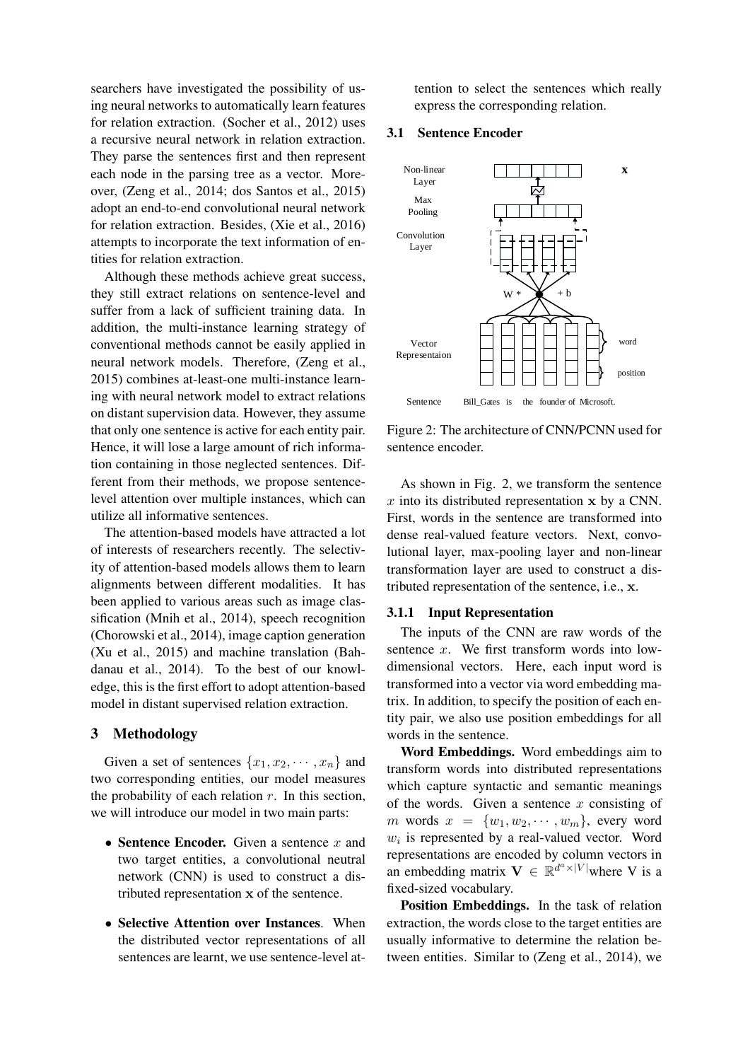searchers have investigated the possibility of using neural networks to automatically learn features for relation extraction. (Socher et al., 2012) uses a recursive neural network in relation extraction. They parse the sentences first and then represent each node in the parsing tree as a vector. Moreover, (Zeng et al., 2014; dos Santos et al., 2015) adopt an end-to-end convolutional neural network for relation extraction. Besides, (Xie et al., 2016) attempts to incorporate the text information of entities for relation extraction.

Although these methods achieve great success, they still extract relations on sentence-level and suffer from a lack of sufficient training data. In addition, the multi-instance learning strategy of conventional methods cannot be easily applied in neural network models. Therefore, (Zeng et al., 2015) combines at-least-one multi-instance learning with neural network model to extract relations on distant supervision data. However, they assume that only one sentence is active for each entity pair. Hence, it will lose a large amount of rich information containing in those neglected sentences. Different from their methods, we propose sentence-level attention over multiple instances, which can utilize all informative sentences.

The attention-based models have attracted a lot of interests of researchers recently. The selectivity of attention-based models allows them to learn alignments between different modalities. It has been applied to various areas such as image classification (Mnih et al., 2014), speech recognition (Chorowski et al., 2014), image caption generation (Xu et al., 2015) and machine translation (Bahdanau et al., 2014). To the best of our knowledge, this is the first effort to adopt attention-based model in distant supervised relation extraction.

## 3 Methodology

Given a set of sentences $\{x_1, x_2, \cdots, x_n\}$ and two corresponding entities, our model measures the probability of each relation $r$. In this section, we will introduce our model in two main parts:

- **Sentence Encoder.** Given a sentence $x$ and two target entities, a convolutional neutral network (CNN) is used to construct a distributed representation $\mathbf{x}$ of the sentence.
- **Selective Attention over Instances**. When the distributed vector representations of all sentences are learnt, we use sentence-level attention to select the sentences which really express the corresponding relation.

### 3.1 Sentence Encoder

Non-linear Layer | Max Pooling | Convolution Layer | W * | + b | Vector Representaion | word | position | Sentence | Bill_Gates is the founder of Microsoft. | x

Figure 2: The architecture of CNN/PCNN used for sentence encoder.

As shown in Fig. 2, we transform the sentence $x$ into its distributed representation $\mathbf{x}$ by a CNN. First, words in the sentence are transformed into dense real-valued feature vectors. Next, convolutional layer, max-pooling layer and non-linear transformation layer are used to construct a distributed representation of the sentence, i.e., $\mathbf{x}$.

#### 3.1.1 Input Representation

The inputs of the CNN are raw words of the sentence $x$. We first transform words into low-dimensional vectors. Here, each input word is transformed into a vector via word embedding matrix. In addition, to specify the position of each entity pair, we also use position embeddings for all words in the sentence.

**Word Embeddings.** Word embeddings aim to transform words into distributed representations which capture syntactic and semantic meanings of the words. Given a sentence $x$ consisting of $m$ words $x = \{w_1, w_2, \cdots, w_m\}$, every word $w_i$ is represented by a real-valued vector. Word representations are encoded by column vectors in an embedding matrix $\mathbf{V} \in \mathbb{R}^{d^a \times |V|}$where V is a fixed-sized vocabulary.

**Position Embeddings.** In the task of relation extraction, the words close to the target entities are usually informative to determine the relation between entities. Similar to (Zeng et al., 2014), we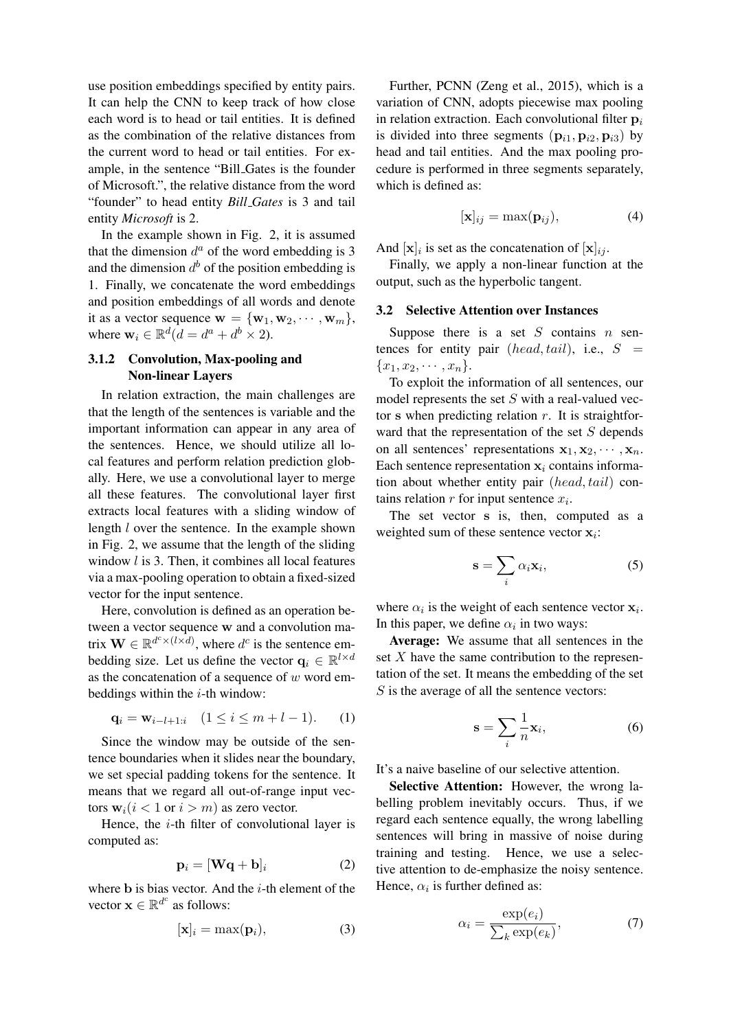use position embeddings specified by entity pairs. It can help the CNN to keep track of how close each word is to head or tail entities. It is defined as the combination of the relative distances from the current word to head or tail entities. For example, in the sentence "Bill_Gates is the founder of Microsoft.", the relative distance from the word "founder" to head entity *Bill_Gates* is 3 and tail entity *Microsoft* is 2.

In the example shown in Fig. 2, it is assumed that the dimension $d^a$ of the word embedding is 3 and the dimension $d^b$ of the position embedding is 1. Finally, we concatenate the word embeddings and position embeddings of all words and denote it as a vector sequence $\mathbf{w} = \{\mathbf{w}_1, \mathbf{w}_2, \cdots, \mathbf{w}_m\}$, where $\mathbf{w}_i \in \mathbb{R}^d (d = d^a + d^b \times 2)$.

#### 3.1.2 Convolution, Max-pooling and Non-linear Layers

In relation extraction, the main challenges are that the length of the sentences is variable and the important information can appear in any area of the sentences. Hence, we should utilize all local features and perform relation prediction globally. Here, we use a convolutional layer to merge all these features. The convolutional layer first extracts local features with a sliding window of length $l$ over the sentence. In the example shown in Fig. 2, we assume that the length of the sliding window $l$ is 3. Then, it combines all local features via a max-pooling operation to obtain a fixed-sized vector for the input sentence.

Here, convolution is defined as an operation between a vector sequence $\mathbf{w}$ and a convolution matrix $\mathbf{W} \in \mathbb{R}^{d^c \times (l \times d)}$, where $d^c$ is the sentence embedding size. Let us define the vector $\mathbf{q}_i \in \mathbb{R}^{l \times d}$ as the concatenation of a sequence of $w$ word embeddings within the $i$-th window:

$$\mathbf{q}_i = \mathbf{w}_{i-l+1:i} \quad (1 \leq i \leq m + l - 1). \tag{1}$$

Since the window may be outside of the sentence boundaries when it slides near the boundary, we set special padding tokens for the sentence. It means that we regard all out-of-range input vectors $\mathbf{w}_i (i < 1 \text{ or } i > m)$ as zero vector.

Hence, the $i$-th filter of convolutional layer is computed as:

$$\mathbf{p}_i = [\mathbf{W}\mathbf{q} + \mathbf{b}]_i \tag{2}$$

where $\mathbf{b}$ is bias vector. And the $i$-th element of the vector $\mathbf{x} \in \mathbb{R}^{d^c}$ as follows:

$$[\mathbf{x}]_i = \max(\mathbf{p}_i), \tag{3}$$

Further, PCNN (Zeng et al., 2015), which is a variation of CNN, adopts piecewise max pooling in relation extraction. Each convolutional filter $\mathbf{p}_i$ is divided into three segments $(\mathbf{p}_{i1}, \mathbf{p}_{i2}, \mathbf{p}_{i3})$ by head and tail entities. And the max pooling procedure is performed in three segments separately, which is defined as:

$$[\mathbf{x}]_{ij} = \max(\mathbf{p}_{ij}), \tag{4}$$

And $[\mathbf{x}]_i$ is set as the concatenation of $[\mathbf{x}]_{ij}$.

Finally, we apply a non-linear function at the output, such as the hyperbolic tangent.

### 3.2 Selective Attention over Instances

Suppose there is a set $S$ contains $n$ sentences for entity pair $(head, tail)$, i.e., $S = \{x_1, x_2, \cdots, x_n\}$.

To exploit the information of all sentences, our model represents the set $S$ with a real-valued vector $\mathbf{s}$ when predicting relation $r$. It is straightforward that the representation of the set $S$ depends on all sentences' representations $\mathbf{x}_1, \mathbf{x}_2, \cdots, \mathbf{x}_n$. Each sentence representation $\mathbf{x}_i$ contains information about whether entity pair $(head, tail)$ contains relation $r$ for input sentence $x_i$.

The set vector $\mathbf{s}$ is, then, computed as a weighted sum of these sentence vector $\mathbf{x}_i$:

$$\mathbf{s} = \sum_i \alpha_i \mathbf{x}_i, \tag{5}$$

where $\alpha_i$ is the weight of each sentence vector $\mathbf{x}_i$. In this paper, we define $\alpha_i$ in two ways:

**Average:** We assume that all sentences in the set $X$ have the same contribution to the representation of the set. It means the embedding of the set $S$ is the average of all the sentence vectors:

$$\mathbf{s} = \sum_i \frac{1}{n} \mathbf{x}_i, \tag{6}$$

It's a naive baseline of our selective attention.

**Selective Attention:** However, the wrong labelling problem inevitably occurs. Thus, if we regard each sentence equally, the wrong labelling sentences will bring in massive of noise during training and testing. Hence, we use a selective attention to de-emphasize the noisy sentence. Hence, $\alpha_i$ is further defined as:

$$\alpha_i = \frac{\exp(e_i)}{\sum_k \exp(e_k)}, \tag{7}$$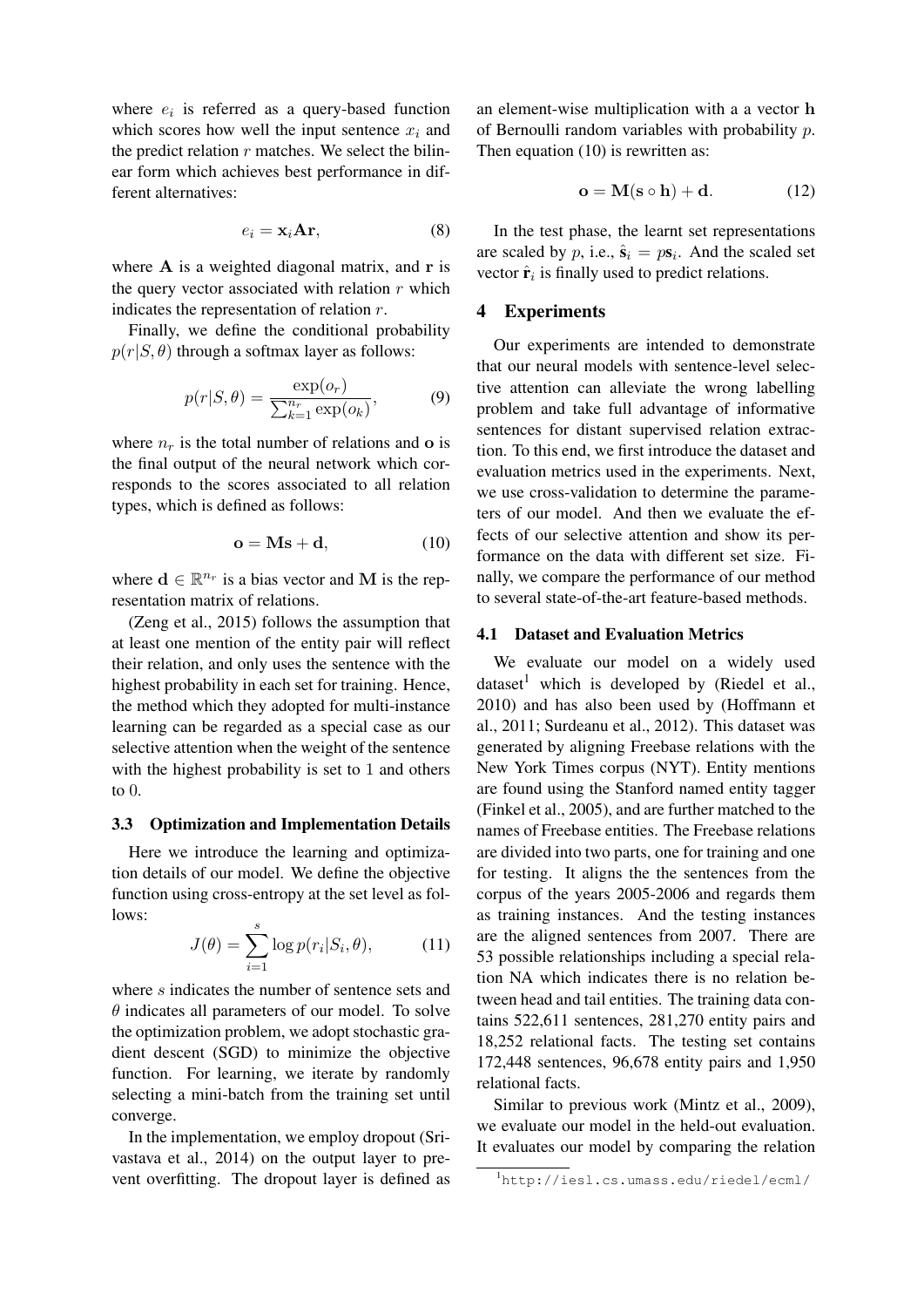where $e_i$ is referred as a query-based function which scores how well the input sentence $x_i$ and the predict relation $r$ matches. We select the bilinear form which achieves best performance in different alternatives:

$$e_i = \mathbf{x}_i \mathbf{A} \mathbf{r}, \tag{8}$$

where $\mathbf{A}$ is a weighted diagonal matrix, and $\mathbf{r}$ is the query vector associated with relation $r$ which indicates the representation of relation $r$.

Finally, we define the conditional probability $p(r|S, \theta)$ through a softmax layer as follows:

$$p(r|S, \theta) = \frac{\exp(o_r)}{\sum_{k=1}^{n_r} \exp(o_k)}, \tag{9}$$

where $n_r$ is the total number of relations and $\mathbf{o}$ is the final output of the neural network which corresponds to the scores associated to all relation types, which is defined as follows:

$$\mathbf{o} = \mathbf{M}\mathbf{s} + \mathbf{d}, \tag{10}$$

where $\mathbf{d} \in \mathbb{R}^{n_r}$ is a bias vector and $\mathbf{M}$ is the representation matrix of relations.

(Zeng et al., 2015) follows the assumption that at least one mention of the entity pair will reflect their relation, and only uses the sentence with the highest probability in each set for training. Hence, the method which they adopted for multi-instance learning can be regarded as a special case as our selective attention when the weight of the sentence with the highest probability is set to 1 and others to 0.

### 3.3 Optimization and Implementation Details

Here we introduce the learning and optimization details of our model. We define the objective function using cross-entropy at the set level as follows:

$$J(\theta) = \sum_{i=1}^{s} \log p(r_i|S_i, \theta), \tag{11}$$

where $s$ indicates the number of sentence sets and $\theta$ indicates all parameters of our model. To solve the optimization problem, we adopt stochastic gradient descent (SGD) to minimize the objective function. For learning, we iterate by randomly selecting a mini-batch from the training set until converge.

In the implementation, we employ dropout (Srivastava et al., 2014) on the output layer to prevent overfitting. The dropout layer is defined as an element-wise multiplication with a a vector $\mathbf{h}$ of Bernoulli random variables with probability $p$. Then equation (10) is rewritten as:

$$\mathbf{o} = \mathbf{M}(\mathbf{s} \circ \mathbf{h}) + \mathbf{d}. \tag{12}$$

In the test phase, the learnt set representations are scaled by $p$, i.e., $\hat{\mathbf{s}}_i = p\mathbf{s}_i$. And the scaled set vector $\hat{\mathbf{r}}_i$ is finally used to predict relations.

## 4 Experiments

Our experiments are intended to demonstrate that our neural models with sentence-level selective attention can alleviate the wrong labelling problem and take full advantage of informative sentences for distant supervised relation extraction. To this end, we first introduce the dataset and evaluation metrics used in the experiments. Next, we use cross-validation to determine the parameters of our model. And then we evaluate the effects of our selective attention and show its performance on the data with different set size. Finally, we compare the performance of our method to several state-of-the-art feature-based methods.

### 4.1 Dataset and Evaluation Metrics

We evaluate our model on a widely used dataset[1] which is developed by (Riedel et al., 2010) and has also been used by (Hoffmann et al., 2011; Surdeanu et al., 2012). This dataset was generated by aligning Freebase relations with the New York Times corpus (NYT). Entity mentions are found using the Stanford named entity tagger (Finkel et al., 2005), and are further matched to the names of Freebase entities. The Freebase relations are divided into two parts, one for training and one for testing. It aligns the the sentences from the corpus of the years 2005-2006 and regards them as training instances. And the testing instances are the aligned sentences from 2007. There are 53 possible relationships including a special relation NA which indicates there is no relation between head and tail entities. The training data contains 522,611 sentences, 281,270 entity pairs and 18,252 relational facts. The testing set contains 172,448 sentences, 96,678 entity pairs and 1,950 relational facts.

Similar to previous work (Mintz et al., 2009), we evaluate our model in the held-out evaluation. It evaluates our model by comparing the relation

[1] http://iesl.cs.umass.edu/riedel/ecml/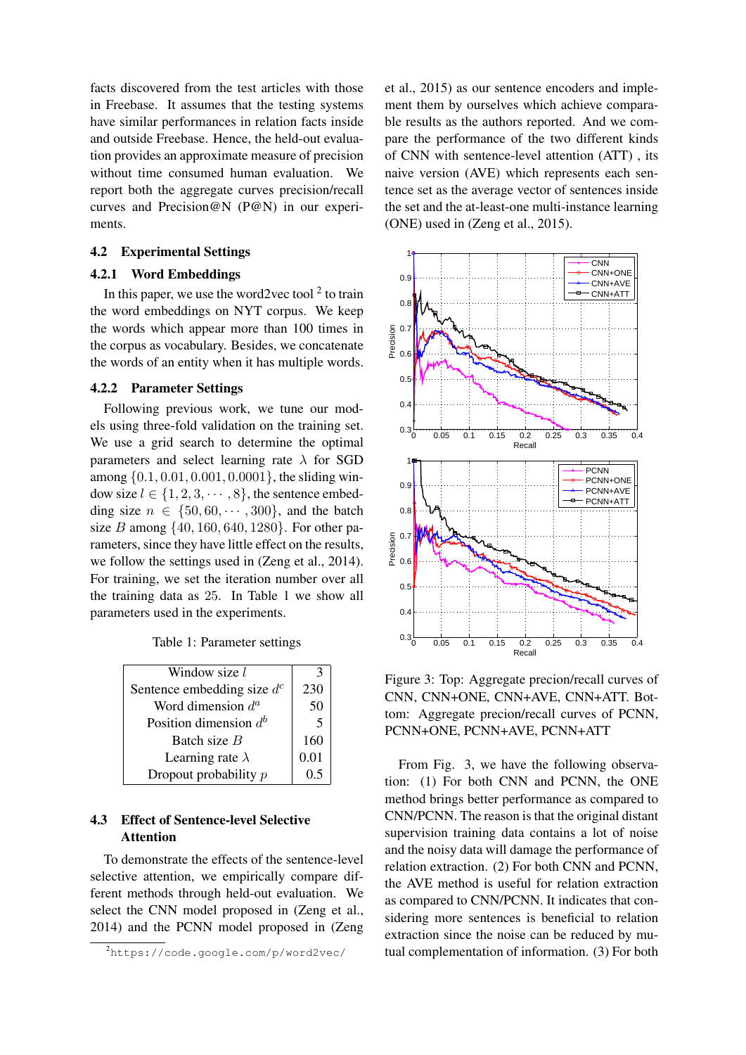facts discovered from the test articles with those in Freebase. It assumes that the testing systems have similar performances in relation facts inside and outside Freebase. Hence, the held-out evaluation provides an approximate measure of precision without time consumed human evaluation. We report both the aggregate curves precision/recall curves and Precision@N (P@N) in our experiments.

### 4.2 Experimental Settings

#### 4.2.1 Word Embeddings

In this paper, we use the word2vec tool [2] to train the word embeddings on NYT corpus. We keep the words which appear more than 100 times in the corpus as vocabulary. Besides, we concatenate the words of an entity when it has multiple words.

#### 4.2.2 Parameter Settings

Following previous work, we tune our models using three-fold validation on the training set. We use a grid search to determine the optimal parameters and select learning rate $\lambda$ for SGD among $\{0.1, 0.01, 0.001, 0.0001\}$, the sliding window size $l \in \{1, 2, 3, \cdots, 8\}$, the sentence embedding size $n \in \{50, 60, \cdots, 300\}$, and the batch size $B$ among $\{40, 160, 640, 1280\}$. For other parameters, since they have little effect on the results, we follow the settings used in (Zeng et al., 2014). For training, we set the iteration number over all the training data as 25. In Table 1 we show all parameters used in the experiments.

Table 1: Parameter settings

| Parameter | Value |
|---|---|
| Window size $l$ | 3 |
| Sentence embedding size $d^c$ | 230 |
| Word dimension $d^a$ | 50 |
| Position dimension $d^b$ | 5 |
| Batch size $B$ | 160 |
| Learning rate $\lambda$ | 0.01 |
| Dropout probability $p$ | 0.5 |

### 4.3 Effect of Sentence-level Selective Attention

To demonstrate the effects of the sentence-level selective attention, we empirically compare different methods through held-out evaluation. We select the CNN model proposed in (Zeng et al., 2014) and the PCNN model proposed in (Zeng et al., 2015) as our sentence encoders and implement them by ourselves which achieve comparable results as the authors reported. And we compare the performance of the two different kinds of CNN with sentence-level attention (ATT) , its naive version (AVE) which represents each sentence set as the average vector of sentences inside the set and the at-least-one multi-instance learning (ONE) used in (Zeng et al., 2015).

[2] https://code.google.com/p/word2vec/

Figure 3: Top: Aggregate precion/recall curves of CNN, CNN+ONE, CNN+AVE, CNN+ATT. Bottom: Aggregate precion/recall curves of PCNN, PCNN+ONE, PCNN+AVE, PCNN+ATT

From Fig. 3, we have the following observation: (1) For both CNN and PCNN, the ONE method brings better performance as compared to CNN/PCNN. The reason is that the original distant supervision training data contains a lot of noise and the noisy data will damage the performance of relation extraction. (2) For both CNN and PCNN, the AVE method is useful for relation extraction as compared to CNN/PCNN. It indicates that considering more sentences is beneficial to relation extraction since the noise can be reduced by mutual complementation of information. (3) For both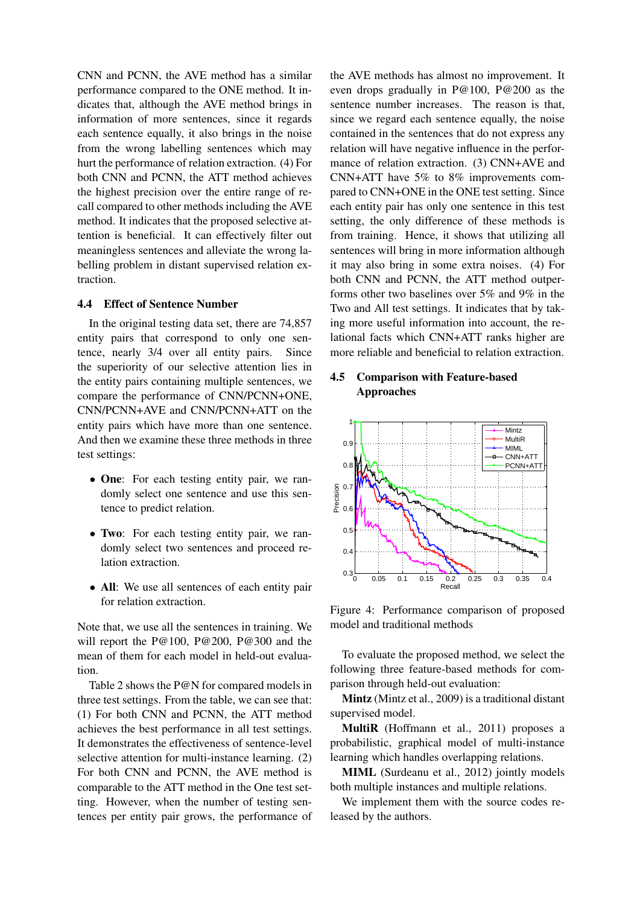CNN and PCNN, the AVE method has a similar performance compared to the ONE method. It indicates that, although the AVE method brings in information of more sentences, since it regards each sentence equally, it also brings in the noise from the wrong labelling sentences which may hurt the performance of relation extraction. (4) For both CNN and PCNN, the ATT method achieves the highest precision over the entire range of recall compared to other methods including the AVE method. It indicates that the proposed selective attention is beneficial. It can effectively filter out meaningless sentences and alleviate the wrong labelling problem in distant supervised relation extraction.

### 4.4 Effect of Sentence Number

In the original testing data set, there are 74,857 entity pairs that correspond to only one sentence, nearly 3/4 over all entity pairs. Since the superiority of our selective attention lies in the entity pairs containing multiple sentences, we compare the performance of CNN/PCNN+ONE, CNN/PCNN+AVE and CNN/PCNN+ATT on the entity pairs which have more than one sentence. And then we examine these three methods in three test settings:

- **One**: For each testing entity pair, we randomly select one sentence and use this sentence to predict relation.
- **Two**: For each testing entity pair, we randomly select two sentences and proceed relation extraction.
- **All**: We use all sentences of each entity pair for relation extraction.

Note that, we use all the sentences in training. We will report the P@100, P@200, P@300 and the mean of them for each model in held-out evaluation.

Table 2 shows the P@N for compared models in three test settings. From the table, we can see that: (1) For both CNN and PCNN, the ATT method achieves the best performance in all test settings. It demonstrates the effectiveness of sentence-level selective attention for multi-instance learning. (2) For both CNN and PCNN, the AVE method is comparable to the ATT method in the One test setting. However, when the number of testing sentences per entity pair grows, the performance of the AVE methods has almost no improvement. It even drops gradually in P@100, P@200 as the sentence number increases. The reason is that, since we regard each sentence equally, the noise contained in the sentences that do not express any relation will have negative influence in the performance of relation extraction. (3) CNN+AVE and CNN+ATT have 5% to 8% improvements compared to CNN+ONE in the ONE test setting. Since each entity pair has only one sentence in this test setting, the only difference of these methods is from training. Hence, it shows that utilizing all sentences will bring in more information although it may also bring in some extra noises. (4) For both CNN and PCNN, the ATT method outperforms other two baselines over 5% and 9% in the Two and All test settings. It indicates that by taking more useful information into account, the relational facts which CNN+ATT ranks higher are more reliable and beneficial to relation extraction.

### 4.5 Comparison with Feature-based Approaches

Figure 4: Performance comparison of proposed model and traditional methods

To evaluate the proposed method, we select the following three feature-based methods for comparison through held-out evaluation:

**Mintz** (Mintz et al., 2009) is a traditional distant supervised model.

**MultiR** (Hoffmann et al., 2011) proposes a probabilistic, graphical model of multi-instance learning which handles overlapping relations.

**MIML** (Surdeanu et al., 2012) jointly models both multiple instances and multiple relations.

We implement them with the source codes released by the authors.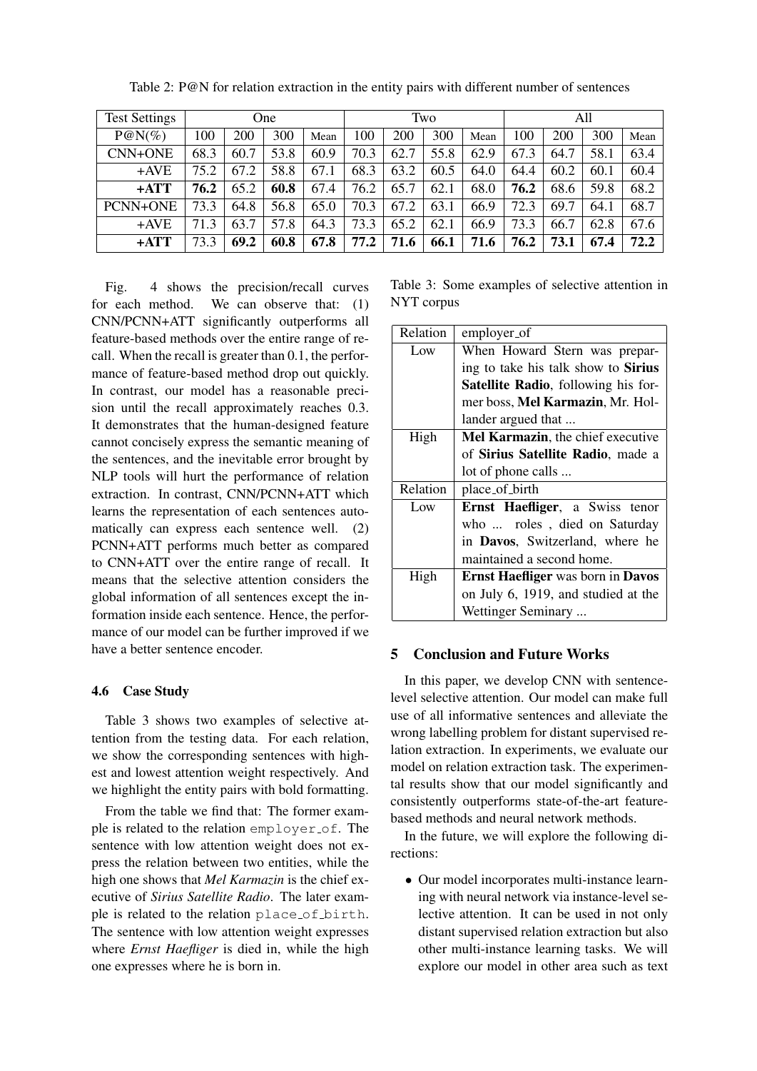Table 2: P@N for relation extraction in the entity pairs with different number of sentences

| Test Settings | One | | | | Two | | | | All | | | |
|---|---|---|---|---|---|---|---|---|---|---|---|---|
| P@N(%) | 100 | 200 | 300 | Mean | 100 | 200 | 300 | Mean | 100 | 200 | 300 | Mean |
| CNN+ONE | 68.3 | 60.7 | 53.8 | 60.9 | 70.3 | 62.7 | 55.8 | 62.9 | 67.3 | 64.7 | 58.1 | 63.4 |
| +AVE | 75.2 | 67.2 | 58.8 | 67.1 | 68.3 | 63.2 | 60.5 | 64.0 | 64.4 | 60.2 | 60.1 | 60.4 |
| **+ATT** | **76.2** | 65.2 | **60.8** | 67.4 | 76.2 | 65.7 | 62.1 | 68.0 | **76.2** | 68.6 | 59.8 | 68.2 |
| PCNN+ONE | 73.3 | 64.8 | 56.8 | 65.0 | 70.3 | 67.2 | 63.1 | 66.9 | 72.3 | 69.7 | 64.1 | 68.7 |
| +AVE | 71.3 | 63.7 | 57.8 | 64.3 | 73.3 | 65.2 | 62.1 | 66.9 | 73.3 | 66.7 | 62.8 | 67.6 |
| **+ATT** | 73.3 | **69.2** | **60.8** | **67.8** | **77.2** | **71.6** | **66.1** | **71.6** | **76.2** | **73.1** | **67.4** | **72.2** |

Fig. 4 shows the precision/recall curves for each method. We can observe that: (1) CNN/PCNN+ATT significantly outperforms all feature-based methods over the entire range of recall. When the recall is greater than 0.1, the performance of feature-based method drop out quickly. In contrast, our model has a reasonable precision until the recall approximately reaches 0.3. It demonstrates that the human-designed feature cannot concisely express the semantic meaning of the sentences, and the inevitable error brought by NLP tools will hurt the performance of relation extraction. In contrast, CNN/PCNN+ATT which learns the representation of each sentences automatically can express each sentence well. (2) PCNN+ATT performs much better as compared to CNN+ATT over the entire range of recall. It means that the selective attention considers the global information of all sentences except the information inside each sentence. Hence, the performance of our model can be further improved if we have a better sentence encoder.

### 4.6 Case Study

Table 3 shows two examples of selective attention from the testing data. For each relation, we show the corresponding sentences with highest and lowest attention weight respectively. And we highlight the entity pairs with bold formatting.

From the table we find that: The former example is related to the relation `employer_of`. The sentence with low attention weight does not express the relation between two entities, while the high one shows that *Mel Karmazin* is the chief executive of *Sirius Satellite Radio*. The later example is related to the relation `place_of_birth`. The sentence with low attention weight expresses where *Ernst Haefliger* is died in, while the high one expresses where he is born in.

Table 3: Some examples of selective attention in NYT corpus

| Relation | employer_of |
|---|---|
| Low | When Howard Stern was preparing to take his talk show to **Sirius Satellite Radio**, following his former boss, **Mel Karmazin**, Mr. Hollander argued that ... |
| High | **Mel Karmazin**, the chief executive of **Sirius Satellite Radio**, made a lot of phone calls ... |
| Relation | place_of_birth |
| Low | **Ernst Haefliger**, a Swiss tenor who ... roles , died on Saturday in **Davos**, Switzerland, where he maintained a second home. |
| High | **Ernst Haefliger** was born in **Davos** on July 6, 1919, and studied at the Wettinger Seminary ... |

## 5 Conclusion and Future Works

In this paper, we develop CNN with sentence-level selective attention. Our model can make full use of all informative sentences and alleviate the wrong labelling problem for distant supervised relation extraction. In experiments, we evaluate our model on relation extraction task. The experimental results show that our model significantly and consistently outperforms state-of-the-art feature-based methods and neural network methods.

In the future, we will explore the following directions:

- Our model incorporates multi-instance learning with neural network via instance-level selective attention. It can be used in not only distant supervised relation extraction but also other multi-instance learning tasks. We will explore our model in other area such as text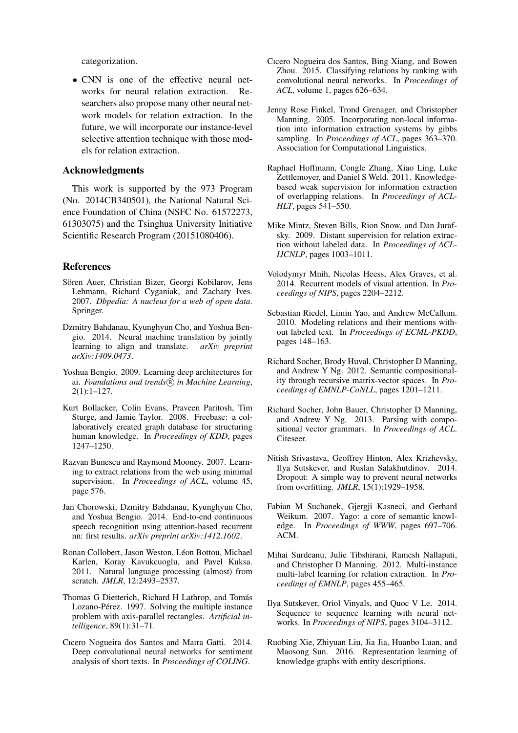categorization.

- CNN is one of the effective neural networks for neural relation extraction. Researchers also propose many other neural network models for relation extraction. In the future, we will incorporate our instance-level selective attention technique with those models for relation extraction.

## Acknowledgments

This work is supported by the 973 Program (No. 2014CB340501), the National Natural Science Foundation of China (NSFC No. 61572273, 61303075) and the Tsinghua University Initiative Scientific Research Program (20151080406).

## References

Sören Auer, Christian Bizer, Georgi Kobilarov, Jens Lehmann, Richard Cyganiak, and Zachary Ives. 2007. *Dbpedia: A nucleus for a web of open data*. Springer.

Dzmitry Bahdanau, Kyunghyun Cho, and Yoshua Bengio. 2014. Neural machine translation by jointly learning to align and translate. *arXiv preprint arXiv:1409.0473*.

Yoshua Bengio. 2009. Learning deep architectures for ai. *Foundations and trends® in Machine Learning*, 2(1):1–127.

Kurt Bollacker, Colin Evans, Praveen Paritosh, Tim Sturge, and Jamie Taylor. 2008. Freebase: a collaboratively created graph database for structuring human knowledge. In *Proceedings of KDD*, pages 1247–1250.

Razvan Bunescu and Raymond Mooney. 2007. Learning to extract relations from the web using minimal supervision. In *Proceedings of ACL*, volume 45, page 576.

Jan Chorowski, Dzmitry Bahdanau, Kyunghyun Cho, and Yoshua Bengio. 2014. End-to-end continuous speech recognition using attention-based recurrent nn: first results. *arXiv preprint arXiv:1412.1602*.

Ronan Collobert, Jason Weston, Léon Bottou, Michael Karlen, Koray Kavukcuoglu, and Pavel Kuksa. 2011. Natural language processing (almost) from scratch. *JMLR*, 12:2493–2537.

Thomas G Dietterich, Richard H Lathrop, and Tomás Lozano-Pérez. 1997. Solving the multiple instance problem with axis-parallel rectangles. *Artificial intelligence*, 89(1):31–71.

Cıcero Nogueira dos Santos and Maıra Gatti. 2014. Deep convolutional neural networks for sentiment analysis of short texts. In *Proceedings of COLING*.

Cıcero Nogueira dos Santos, Bing Xiang, and Bowen Zhou. 2015. Classifying relations by ranking with convolutional neural networks. In *Proceedings of ACL*, volume 1, pages 626–634.

Jenny Rose Finkel, Trond Grenager, and Christopher Manning. 2005. Incorporating non-local information into information extraction systems by gibbs sampling. In *Proceedings of ACL*, pages 363–370. Association for Computational Linguistics.

Raphael Hoffmann, Congle Zhang, Xiao Ling, Luke Zettlemoyer, and Daniel S Weld. 2011. Knowledge-based weak supervision for information extraction of overlapping relations. In *Proceedings of ACL-HLT*, pages 541–550.

Mike Mintz, Steven Bills, Rion Snow, and Dan Jurafsky. 2009. Distant supervision for relation extraction without labeled data. In *Proceedings of ACL-IJCNLP*, pages 1003–1011.

Volodymyr Mnih, Nicolas Heess, Alex Graves, et al. 2014. Recurrent models of visual attention. In *Proceedings of NIPS*, pages 2204–2212.

Sebastian Riedel, Limin Yao, and Andrew McCallum. 2010. Modeling relations and their mentions without labeled text. In *Proceedings of ECML-PKDD*, pages 148–163.

Richard Socher, Brody Huval, Christopher D Manning, and Andrew Y Ng. 2012. Semantic compositionality through recursive matrix-vector spaces. In *Proceedings of EMNLP-CoNLL*, pages 1201–1211.

Richard Socher, John Bauer, Christopher D Manning, and Andrew Y Ng. 2013. Parsing with compositional vector grammars. In *Proceedings of ACL*. Citeseer.

Nitish Srivastava, Geoffrey Hinton, Alex Krizhevsky, Ilya Sutskever, and Ruslan Salakhutdinov. 2014. Dropout: A simple way to prevent neural networks from overfitting. *JMLR*, 15(1):1929–1958.

Fabian M Suchanek, Gjergji Kasneci, and Gerhard Weikum. 2007. Yago: a core of semantic knowledge. In *Proceedings of WWW*, pages 697–706. ACM.

Mihai Surdeanu, Julie Tibshirani, Ramesh Nallapati, and Christopher D Manning. 2012. Multi-instance multi-label learning for relation extraction. In *Proceedings of EMNLP*, pages 455–465.

Ilya Sutskever, Oriol Vinyals, and Quoc V Le. 2014. Sequence to sequence learning with neural networks. In *Proceedings of NIPS*, pages 3104–3112.

Ruobing Xie, Zhiyuan Liu, Jia Jia, Huanbo Luan, and Maosong Sun. 2016. Representation learning of knowledge graphs with entity descriptions.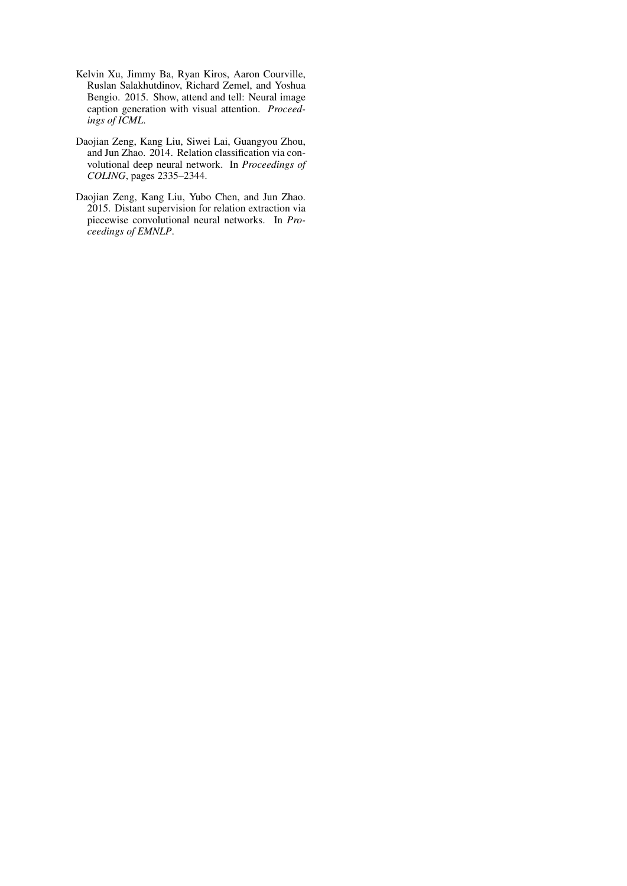Kelvin Xu, Jimmy Ba, Ryan Kiros, Aaron Courville, Ruslan Salakhutdinov, Richard Zemel, and Yoshua Bengio. 2015. Show, attend and tell: Neural image caption generation with visual attention. *Proceedings of ICML*.

Daojian Zeng, Kang Liu, Siwei Lai, Guangyou Zhou, and Jun Zhao. 2014. Relation classification via convolutional deep neural network. In *Proceedings of COLING*, pages 2335–2344.

Daojian Zeng, Kang Liu, Yubo Chen, and Jun Zhao. 2015. Distant supervision for relation extraction via piecewise convolutional neural networks. In *Proceedings of EMNLP*.